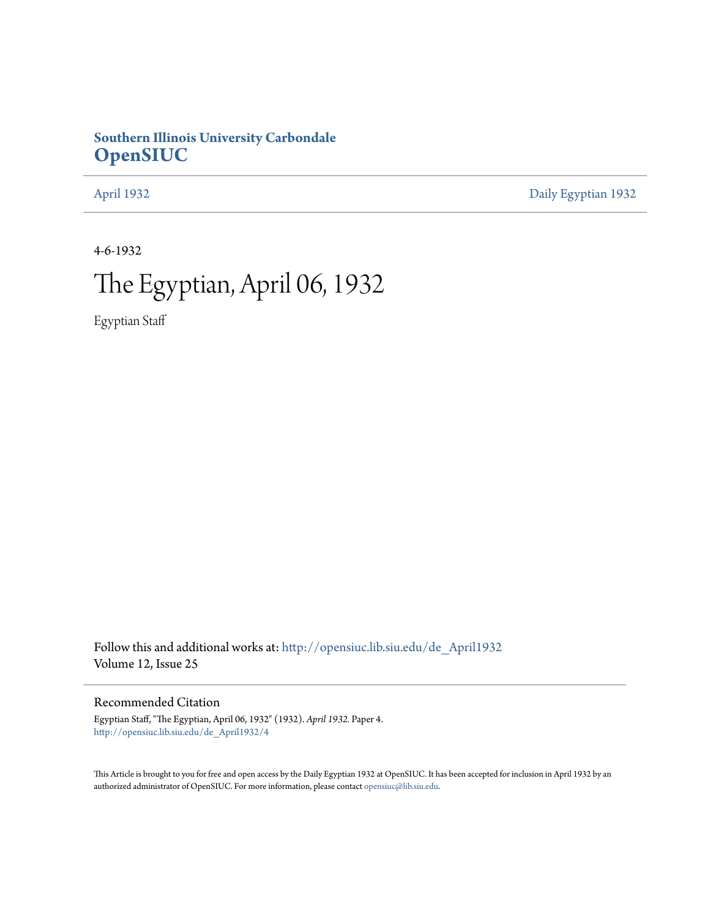**Southern Illinois University Carbondale**
**OpenSIUC**

April 1932 | Daily Egyptian 1932

4-6-1932

# The Egyptian, April 06, 1932

Egyptian Staff

Follow this and additional works at: http://opensiuc.lib.siu.edu/de_April1932
Volume 12, Issue 25

## Recommended Citation

Egyptian Staff, "The Egyptian, April 06, 1932" (1932). *April 1932.* Paper 4.
http://opensiuc.lib.siu.edu/de_April1932/4

This Article is brought to you for free and open access by the Daily Egyptian 1932 at OpenSIUC. It has been accepted for inclusion in April 1932 by an authorized administrator of OpenSIUC. For more information, please contact opensiuc@lib.siu.edu.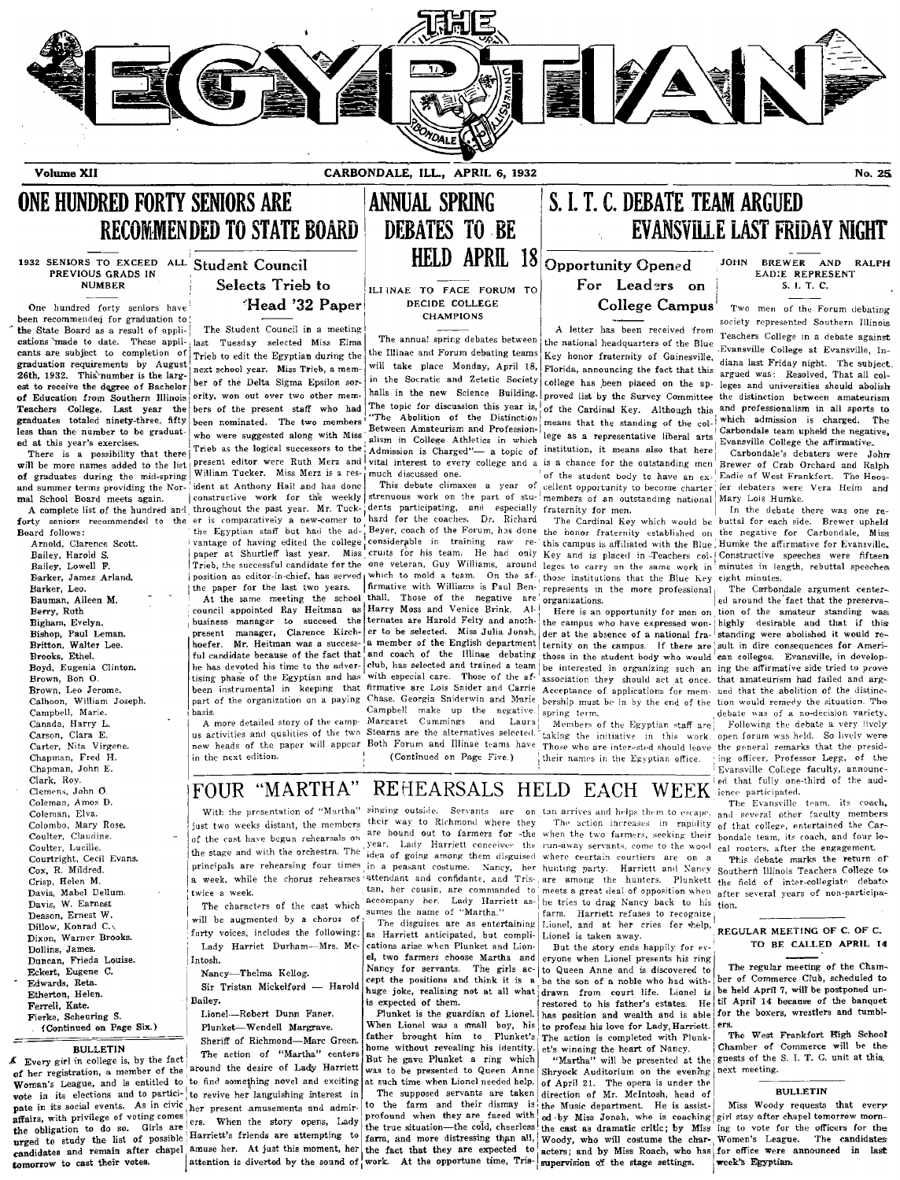# THE EGYPTIAN

Volume XII — CARBONDALE, ILL., APRIL 6, 1932 — No. 25

## ONE HUNDRED FORTY SENIORS ARE RECOMMENDED TO STATE BOARD

### 1932 SENIORS TO EXCEED ALL PREVIOUS GRADS IN NUMBER

One hundred forty seniors have been recommended for graduation to the State Board as a result of applications made to date. These applicants are subject to completion of graduation requirements by August 26th, 1932. This number is the largest to receive the degree of Bachelor of Education from Southern Illinois Teachers College. Last year the graduates totaled ninety-three, fifty less than the number to be graduated at this year's exercises.

There is a possibility that there will be more names added to the list of graduates during the mid-spring and summer terms providing the Normal School Board meets again.

A complete list of the hundred and forty seniors recommended to the Board follows:

Arnold, Clarence Scott.
Bailey, Harold S.
Bailey, Lowell F.
Barker, James Arland.
Barker, Leo.
Bauman, Aileen M.
Berry, Ruth
Bigham, Evelyn.
Bishop, Paul Leman.
Britton, Walter Lee.
Brooks, Ethel.
Boyd, Eugenia Clinton.
Brown, Bon O.
Brown, Leo Jerome.
Calhoon, William Joseph.
Campbell, Marie.
Canada, Harry L.
Carson, Clara E.
Carter, Nita Virgene.
Chapman, Fred H.
Chapman, John E.
Clark, Roy.
Clemens, John O.
Coleman, Amos D.
Coleman, Elva.
Colombo, Mary Rose.
Coulter, Claudine.
Coulter, Lucille.
Courtright, Cecil Evans.
Cox, R. Mildred.
Crisp, Helen M.
Davis, Mabel Dellum.
Davis, W. Earnest
Deason, Ernest W.
Dillow, Konrad C.
Dixon, Warner Brooks.
Dollins, James.
Duncan, Frieda Louise.
Eckert, Eugene C.
Edwards, Reta.
Etherton, Helen.
Ferrell, Kate.
Fierke, Scheuring S.

(Continued on Page Six.)

### BULLETIN

Every girl in college is, by the fact of her registration, a member of the Woman's League, and is entitled to vote in its elections and to participate in its social events. As in civic affairs, with privilege of voting comes the obligation to do so. Girls are urged to study the list of possible candidates and remain after chapel tomorrow to cast their votes.

## Student Council Selects Trieb to Head '32 Paper

The Student Council in a meeting last Tuesday selected Miss Elma Trieb to edit the Egyptian during the next school year. Miss Trieb, a member of the Delta Sigma Epsilon sorority, won out over two other members of the present staff who had been nominated. The two members who were suggested along with Miss Trieb as the logical successors to the present editor were Ruth Merz and William Tucker. Miss Merz is a resident at Anthony Hall and has done constructive work for the weekly throughout the past year. Mr. Tucker is comparatively a new-comer to the Egyptian staff but had the advantage of having edited the college paper at Shurtleff last year. Miss Trieb, the successful candidate for the position as editor-in-chief, has served the paper for the last two years.

At the same meeting the school council appointed Ray Heitman as business manager to succeed the present manager, Clarence Kirchhoefer. Mr. Heitman was a successful candidate because of the fact that he has devoted his time to the advertising phase of the Egyptian and has been instrumental in keeping that part of the organization on a paying basis.

A more detailed story of the campus activities and qualities of the two new heads of the paper will appear in the next edition.

## ANNUAL SPRING DEBATES TO BE HELD APRIL 18

### ILLINAE TO FACE FORUM TO DECIDE COLLEGE CHAMPIONS

The annual spring debates between the Illinae and Forum debating teams will take place Monday, April 18, in the Socratic and Zetetic Society halls in the new Science Building. The topic for discussion this year is, "The Abolition of the Distinction Between Amateurism and Professionalism in College Athletics in which Admission is Charged"— a topic of vital interest to every college and a much discussed one.

This debate climaxes a year of strenuous work on the part of students participating, and especially hard for the coaches. Dr. Richard Beyer, coach of the Forum, has done considerable in training raw recruits for his team. He had only one veteran, Guy Williams, around which to mold a team. On the affirmative with Williams is Paul Benthall. Those of the negative are Harry Moss and Venice Brink. Alternates are Harold Felty and another to be selected. Miss Julia Jonah, a member of the English department and coach of the Illinae debating club, has selected and trained a team with especial care. Those of the affirmative are Lois Snider and Carrie Chase. Georgia Sniderwin and Marie Campbell make up the negative. Margaret Cummings and Laura Stearns are the alternatives selected. Both Forum and Illinae teams have

(Continued on Page Five.)

## S. I. T. C. DEBATE TEAM ARGUED EVANSVILLE LAST FRIDAY NIGHT

### Opportunity Opened For Leaders on College Campus

A letter has been received from the national headquarters of the Blue Key honor fraternity of Gainesville, Florida, announcing the fact that this college has been placed on the approved list by the Survey Committee of the Cardinal Key. Although this means that the standing of the college as a representative liberal arts institution, it means also that here is a chance for the outstanding men of the student body to have an excellent opportunity to become charter members of an outstanding national fraternity for men.

The Cardinal Key which would be the honor fraternity established on this campus is affiliated with the Blue Key and is placed in Teachers colleges to carry on the same work in those institutions that the Blue Key represents in the more professional organizations.

Here is an opportunity for men on the campus who have expressed wonder at the absence of a national fraternity on the campus. If there are those in the student body who would be interested in organizing such an association they should act at once. Acceptance of applications for membership must be in by the end of the spring term.

Members of the Egyptian staff are taking the initiative in this work. Those who are interested should leave their names in the Egyptian office.

### JOHN BREWER AND RALPH EADIE REPRESENT S. I. T. C.

Two men of the Forum debating society represented Southern Illinois Teachers College in a debate against Evansville College at Evansville, Indiana last Friday night. The subject argued was: Resolved, That all colleges and universities should abolish the distinction between amateurism and professionalism in all sports to which admission is charged. The Carbondale team upheld the negative, Evansville College the affirmative.

Carbondale's debaters were John Brewer of Crab Orchard and Ralph Eadie of West Frankfort. The Hoosier debaters were Vera Heim and Mary Lois Humke.

In the debate there was one rebuttal for each side. Brewer upheld the negative for Carbondale, Miss Humke the affirmative for Evansville. Constructive speeches were fifteen minutes in length, rebuttal speeches eight minutes.

The Carbondale argument centered around the fact that the preservation of the amateur standing was highly desirable and that if this standing were abolished it would result in dire consequences for American colleges. Evansville, in developing the affirmative side tried to prove that amateurism had failed and argued that the abolition of the distinction would remedy the situation. The debate was of a no-decision variety.

Following the debate a very lively open forum was held. So lively were the general remarks that the presiding officer, Professor Legg, of the Evansville College faculty, announced that fully one-third of the audience participated.

The Evansville team, its coach, and several other faculty members of that college, entertained the Carbondale team, its coach, and four local rooters, after the engagement.

This debate marks the return of Southern Illinois Teachers College to the field of inter-collegiate debate after several years of non-participation.

### REGULAR MEETING OF C. OF C. TO BE CALLED APRIL 14

The regular meeting of the Chamber of Commerce Club, scheduled to be held April 7, will be postponed until April 14 because of the banquet for the boxers, wrestlers and tumblers.

The West Frankfort High School Chamber of Commerce will be the guests of the S. I. T. C. unit at this next meeting.

### BULLETIN

Miss Woody requests that every girl stay after chapel tomorrow morning to vote for the officers for the Women's League. The candidates for office were announced in last week's Egyptian.

## FOUR "MARTHA" REHEARSALS HELD EACH WEEK

With the presentation of "Martha" just two weeks distant, the members of the cast have begun rehearsals on the stage and with the orchestra. The principals are rehearsing four times a week, while the chorus rehearses twice a week.

The characters of the cast which will be augmented by a chorus of forty voices, includes the following:

Lady Harriet Durham—Mrs. McIntosh.

Nancy—Thelma Kellog.

Sir Tristan Mickelford — Harold Bailey.

Lionel—Robert Dunn Faner.

Plunket—Wendell Margrave.

Sheriff of Richmond—Marc Green.

The action of "Martha" centers around the desire of Lady Harriett to find something novel and exciting to revive her languishing interest in her present amusements and admirers. When the story opens, Lady Harriett's friends are attempting to amuse her. At just this moment, her attention is diverted by the sound of singing outside. Servants are on their way to Richmond where they are bound out to farmers for the year. Lady Harriett conceives the idea of going among them disguised in a peasant costume. Nancy, her attendant and confidante, and Tristan, her cousin, are commanded to accompany her. Lady Harriett assumes the name of "Martha."

The disguises are as entertaining as Harriett anticipated, but complications arise when Plunket and Lionel, two farmers choose Martha and Nancy for servants. The girls accept the positions and think it is a huge joke, realizing not at all what is expected of them.

Plunket is the guardian of Lionel. When Lionel was a small boy, his father brought him to Plunket's home without revealing his identity. But he gave Plunket a ring which was to be presented to Queen Anne at such time when Lionel needed help.

The supposed servants are taken to the farm and their dismay is profound when they are faced with the true situation—the cold, cheerless farm, and more distressing than all, the fact that they are expected to work. At the opportune time, Tristan arrives and helps them to escape.

The action increases in rapidity when the two farmers, seeking their run-away servants, come to the wood where certain courtiers are on a hunting party. Harriett and Nancy are among the hunters. Plunkett meets a great deal of opposition when he tries to drag Nancy back to his farm. Harriett refuses to recognize Lionel, and at her cries for help, Lionel is taken away.

But the story ends happily for everyone when Lionel presents his ring to Queen Anne and is discovered to be the son of a noble who had withdrawn from court life. Lionel is restored to his father's estates. He has position and wealth and is able to profess his love for Lady Harriett. The action is completed with Plunket's winning the heart of Nancy.

"Martha" will be presented at the Shryock Auditorium on the evening of April 21. The opera is under the direction of Mr. McIntosh, head of the Music department. He is assisted by Miss Jonah, who is coaching the cast as dramatic critic; by Miss Woody, who will costume the characters; and by Miss Roach, who has supervision of the stage settings.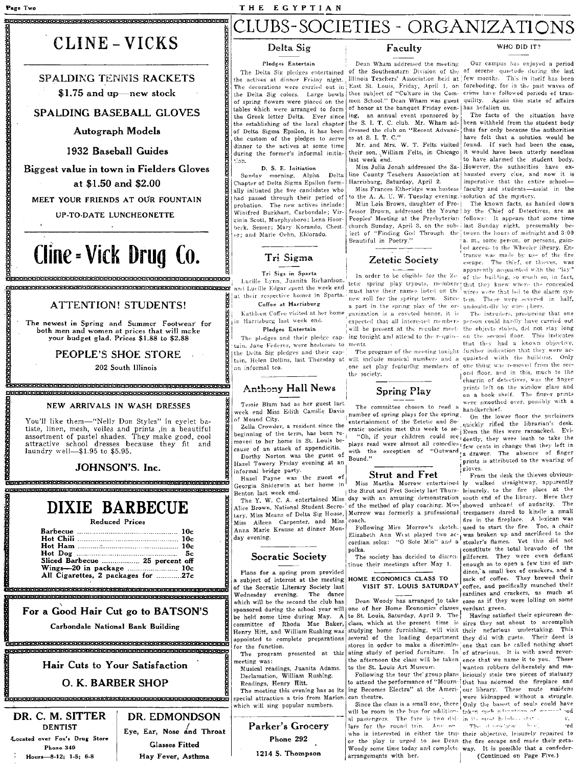# CLINE-VICKS

SPALDING TENNIS RACKETS

$1.75 and up—new stock

SPALDING BASEBALL GLOVES

Autograph Models

1932 Baseball Guides

Biggest value in town in Fielders Gloves at $1.50 and $2.00

MEET YOUR FRIENDS AT OUR FOUNTAIN

UP-TO-DATE LUNCHEONETTE

**Cline-Vick Drug Co.**

---

## ATTENTION! STUDENTS!

The newest in Spring and Summer Footwear for both men and women at prices that will make your budget glad. Prices $1.88 to $2.88

**PEOPLE'S SHOE STORE**

202 South Illinois

---

## NEW ARRIVALS IN WASH DRESSES

You'll like them—"Nelly Don Styles" in eyelet batiste, linen, mesh, voiles and prints ,in a beautiful assortment of pastel shades. They make good, cool attractive school dresses because they fit and laundry well—$1.95 to $5.95.

**JOHNSON'S. Inc.**

---

# DIXIE BARBECUE

Reduced Prices

| | |
|---|---|
| Barbecue | 10c |
| Hot Chili | 10c |
| Hot Ham | 10c |
| Hot Dog | 5c |
| Sliced Barbecue | 25 percent off |
| Wings—20 in package | 10c |
| All Cigarettes, 2 packages for | 27c |

---

## For a Good Hair Cut go to BATSON'S

Carbondale National Bank Building

---

## Hair Cuts to Your Satisfaction

**O. K. BARBER SHOP**

---

**DR. C. M. SITTER**
DENTIST
Located over Fox's Drug Store
Phone 349
Hours—8-12; 1-5; 6-8

**DR. EDMONDSON**
Eye, Ear, Nose and Throat
Glasses Fitted
Hay Fever, Asthma

---

# CLUBS-SOCIETIES - ORGANIZATIONS

## Delta Sig

### Pledges Entertain

The Delta Sig pledges entertained the actives at dinner Friday night. The decorations were carried out in the Delta Sig colors. Large bowls of spring flowers were placed on the tables which were arranged to form the Greek letter Delta. Ever since the establishing of the local chapter of Delta Sigma Epsilon, it has been the custom of the pledges to serve dinner to the actives at some time during the former's informal initiation.

### D. S. E. Initiation

Sunday morning, Alpha Delta Chapter of Delta Sigma Epsilon formally initiated the five candidates who had passed through their period of probation. The new actives include: Winifred Burkhart, Carbondale; Virginia Scott, Murphysboro; Lena Hoorbeck, Sesser; Mary Korando, Chester; and Marie Oehn, Eldorado.

## Tri Sigma

### Tri Sigs in Sparta

Lucille Lynn, Juanita Richardson, and Lucille Edgar spent the week end at their respective homes in Sparta.

### Coffee at Harrisburg

Kathleen Coffee visited at her home in Harrisburg last week end.

### Pledges Entertain

The pledges and their pledge captain, Jane Federer, were hostesses to the Delta Sig pledges and their captain, Helen Dollins, last Thursday at an informal tea.

## Anthony Hall News

Tessie Blum had as her guest last week end Miss Edith Camille Davis of Mound City.

Zella Crowder, a resident since the beginning of the term, has been removed to her home in St. Louis because of an attack of appendicitis.

Dorthy Norton was the guest of Hazel Towery Friday evening at an informal bridge party.

Hazel Payne was the guest of Georgia Sniderwin at her home in Benton last week end.

The Y. W. C. A. entertained Miss Alice Brown, National Student Secretary, Miss Means of Delta Sig House, Miss Aileen Carpenter, and Miss Anna Marie Krause at dinner Monday evening.

## Socratic Society

Plans for a spring prom provided a subject of interest at the meeting of the Socratic Literary Society last Wednesday evening. The dance which will be the second the club has sponsored during the school year will be held some time during May. A committee of Rhoda Mae Baker, Henry Hitt, and William Rushing was appointed to complete preparations for the function.

The program presented at this meeting was:

Musical readings, Juanita Adams.
Declamation, William Rushing.
Readings, Henry Hitt.

The meeting this evening has as its special attraction a trio from Marion which will sing popular numbers.

---

**Parker's Grocery**
Phone 292
1214 S. Thompson

## Faculty

Dean Wham addressed the meeting of the Southeastern Division of the Illinois Teachers' Association held at East St. Louis, Friday, April 1, on thee subject of "Culture in the Common School." Dean Wham was guest of honor at the banquet Friday evening, an annual event sponsored by the S. I. T. C. club. Mr. Wham addressed the club on "Recent Advances at S. I. T. C."

Mr. and Mrs. W. T. Felts visited their son, William Felts, in Chicago last week end.

Miss Julia Jonah addressed the Saline County Teachers Association at Harrisburg, Saturday, April 2.

Miss Frances Etheridge was hostess to the A. A. U. W. Tuesday evening.

Miss Lois Brown, daughter of Professor Brown, addressed the Young Peoples' Meeting at the Presbyterian church Sunday, April 3, on the subject of "Finding God Through the Beautiful in Poetry."

## Zetetic Society

In order to be eligible for the Zetetic spring play tryouts, members must have their names listed on the new roll for the spring term. Since a part in the spring play of the organization is a coveted honor, it is expected that all interested members will be present at the regular meeting tonight and attend to the requirements.

The program of the meeting tonight will include musical numbers and a one act play featuring members of the society.

## Spring Play

The committee chosen to read a number of spring plays for the spring entertainment of the Zetetic and Socratic societies met this week to select. "Oh, if your children could see plays read were almost all comedies with the exception of "Outward Bound."

## Strut and Fret

Miss Martha Morrow entertained the Strut and Fret Society last Thursday with an amusing demonstration of the method of play coaching. Miss Morrow was formerly a professional coach.

Following Miss Morrow's sketch, Elizabeth Ann West played two accordian solos: "O Sole Mio" and a polka.

The society has decided to discontinue their meetings after May 1.

## HOME ECONOMICS CLASS TO VISIT ST. LOUIS SATURDAY

Dean Woody has arranged to take one of her Home Economics classes to St. Louis, Saturday, April 9. The class, which at the present time is studying home furnishing, will visit several of the leading department stores in order to make a discriminating study of period furniture. In the afternoon the class will be taken to the St. Louis Art Museum.

Following the tour the group plans to attend the performance of "Mourning Becomes Electra" at the American theatre.

Since the class is a small one, there will be room in the bus for additional passengers. The fare is two dollars for the round trip. Any one who is interested in either the trip or the play is urged to see Dean Woody some time today and complete arrangements with her.

## WHO DID IT?

Our campus has enjoyed a period of serene quietude during the last few months. This in itself has been foreboding, for in the past waves of crime have followed periods of tranquility. Again this state of affairs has befallen us.

The facts of the situation have been withheld from the student body thus far only because the authorities have felt that a solution would be found. If such had been the case, it would have been utterly needless to have alarmed the student body. However, the authorities have exhausted every clue, and now it is imperative that the entire school—faculty and students—assist in the solution of the mystery.

The known facts, as handed down by the Chief of Detectives, are as follows: It appears that some time last Sunday night, presumably between the hours of midnight and 3:00 a. m., some person, or persons, gained access to the Wheeler library. Entrance was made by use of the fire escape. The thief, or thieves, was apparently acquainted with the "lay" of the building, so much so, in fact, that they knew where the concealed wires were that led to the alarm system. These were severed in half, undoubtedly by wire pliers.

The intruders, presuming that one person could hardly have carried out the objects stolen, did not stay long on the second floor. This indicates that they had a known objective, further indication that they were acquainted with the building. Only one thing was removed from the second floor, and in this, much to the chagrin of detectives, was the finger prints left on the window glass and on a book shelf. The finger prints were smoothed over, possibly with a handkerchief.

On the lower floor the purloiners quickly rifled the librarian's desk. Even the files were ransacked. Evidently, they were loath to take the few cents in change that they left in a drawer. The absence of finger prints is attributed to the wearing of gloves.

From the desk the thieves obviously walked straightway, apparently leisurely, to the fire place at the south end of the library. Here they showed unheard of audacity. The trespassers dared to kindle a small fire in the fireplace. A lexicon was used to start the fire. Too, a chair was broken up and sacrificed to the stealer's flames. Yet this did not constitute the total bravado of the pilferers. They were even defiant enough as to open a few tins of sardines, a small box of crackers, and a sack of coffee. They brewed their coffee, and pacifically munched their sardines and crackers, as much at ease as if they were lolling on some verdant green.

Having satisfied their epicurean desires they sat about to accomplish their nefarious undertaking. This they did with gusto. Their deed is one that can be called nothing short of atrocious. It is with awed reverence that we name it to you. These wanton robbers deliberately and maliciously stole two pieces of statuary that has adorned the fireplace and our library. These mute maidens were kidnapped without a struggle. Only the basest of souls could have taken such advantage of women [...] in it[...] most helpless st[...]y.

The [...] red their objective, leisurely repaired to the fire escape and made their getaway. It is possible that a confeder-

(Continued on Page Five.)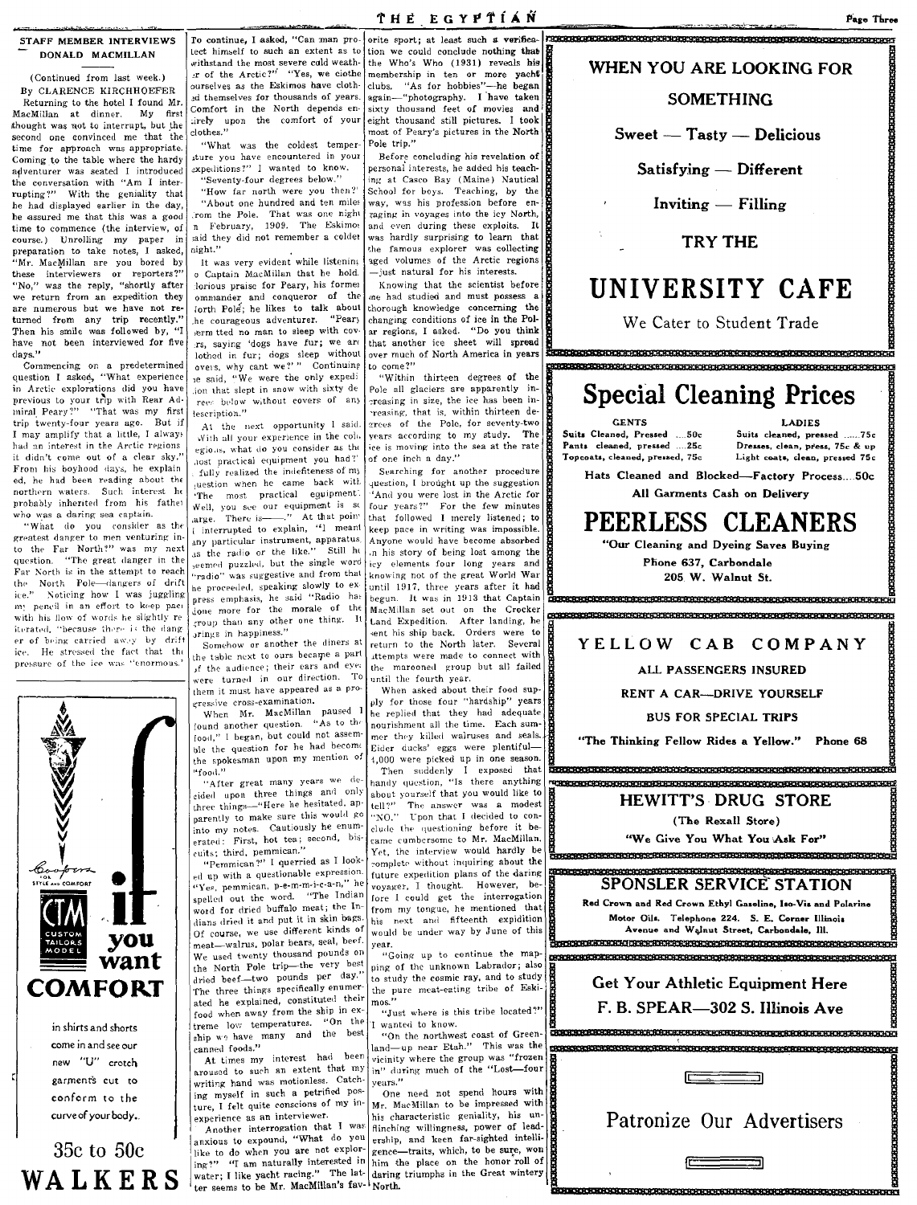## STAFF MEMBER INTERVIEWS DONALD MACMILLAN

(Continued from last week.)

By CLARENCE KIRCHHOEFER

Returning to the hotel I found Mr. MacMillan at dinner. My first thought was not to interrupt, but the second one convinced me that the time for approach was appropriate. Coming to the table where the hardy adventurer was seated I introduced the conversation with "Am I interrupting?" With the geniality that he had displayed earlier in the day, he assured me that this was a good time to commence (the interview, of course.) Unrolling my paper in preparation to take notes, I asked, "Mr. MacMillan are you bored by these interviewers or reporters?" "No," was the reply, "shortly after we return from an expedition they are numerous but we have not returned from any trip recently." Then his smile was followed by, "I have not been interviewed for five days."

Commencing on a predetermined question I asked, "What experience in Arctic explorations did you have previous to your trip with Rear Admiral Peary?" "That was my first trip twenty-four years ago. But if I may amplify that a little, I always had an interest in the Arctic regions it didn't come out of a clear sky." From his boyhood days, he explained, he had been reading about the northern waters. Such interest he probably inherited from his father who was a daring sea captain.

"What do you consider as the greatest danger to men venturing into the Far North?" was my next question. "The great danger in the Far North is in the attempt to reach the North Pole—dangers of drift ice." Noticing how I was juggling my pencil in an effort to keep pace with his flow of words he slightly reiterated, "because there is the danger of being carried away by drift ice. He stressed the fact that the pressure of the ice was "enormous."

To continue, I asked, "Can man protect himself to such an extent as to withstand the most severe cold weather of the Arctic?" "Yes, we clothe ourselves as the Eskimos have clothed themselves for thousands of years. Comfort in the North depends entirely upon the comfort of your clothes."

"What was the coldest temperature you have encountered in your expeditions?" I wanted to know.

"Seventy-four degrees below."

"How far north were you then?"

"About one hundred and ten miles from the Pole. That was one night in February, 1909. The Eskimos said they did not remember a colder night."

It was very evident while listening to Captain MacMillan that he hold glorious praise for Peary, his former commander and conqueror of the North Pole; he likes to talk about the courageous adventurer. "Peary permitted no man to sleep with covers, saying 'dogs have fur; we are clothed in fur; dogs sleep without covers, why cant we?'" Continuing he said, "We were the only expedition that slept in snow with sixty degrees below without covers of any description."

At the next opportunity I said, "With all your experience in the cold regions, what do you consider as the most practical equipment you had?" I fully realized the indefiteness of my question when he came back with "The most practical equipment? Well, you see our equipment is so large. There is——." At that point I interrupted to explain, "I meant any particular instrument, apparatus, as the radio or the like." Still he seemed puzzled, but the single word "radio" was suggestive and from that he proceeded, speaking slowly to express emphasis, he said "Radio has done more for the morale of the group than any other one thing. It brings in happiness."

Somehow or another the diners at the table next to ours became a part of the audience; their ears and eyes were turned in our direction. To them it must have appeared as a progressive cross-examination.

When Mr. MacMillan paused I found another question. "As to the food," I began, but could not assemble the question for he had become the spokesman upon my mention of "food."

"After great many years we decided upon three things and only three things—"Here he hesitated, apparently to make sure this would go into my notes. Cautiously he enumerated: First, hot tea; second, biscuits; third, pemmican."

"Pemmican?" I querried as I looked up with a questionable expression. "Yes, pemmican, p-e-m-m-i-c-a-n," he spelled out the word. "The Indian word for dried buffalo meat; the Indians dried it and put it in skin bags. Of course, we use different kinds of meat—walrus, polar bears, seal, beef. We used twenty thousand pounds on the North Pole trip—the very best dried beef—two pounds per day." The three things specifically enumerated he explained, constituted their food when away from the ship in extreme low temperatures. "On the ship we have many and the best canned foods."

At times my interest had been aroused to such an extent that my writing hand was motionless. Catching myself in such a petrified posture, I felt quite conscious of my inexperience as an interviewer.

Another interrogation that I was anxious to expound, "What do you like to do when you are not exploring?" "I am naturally interested in water; I like yacht racing." The latter seems to be Mr. MacMillan's favorite sport; at least such a verification we could conclude nothing that the Who's Who (1931) reveals his membership in ten or more yacht clubs. "As for hobbies"—he began again—"photography. I have taken sixty thousand feet of movies and eight thousand still pictures. I took most of Peary's pictures in the North Pole trip."

Before concluding his revelation of personal interests, he added his teaching at Casco Bay (Maine) Nautical School for boys. Teaching, by the way, was his profession before engaging in voyages into the icy North, and even during these exploits. It was hardly surprising to learn that the famous explorer was collecting aged volumes of the Arctic regions—just natural for his interests.

Knowing that the scientist before me had studied and must possess a thorough knowledge concerning the changing conditions of ice in the Polar regions, I asked. "Do you think that another ice sheet will spread over much of North America in years to come?"

"Within thirteen degrees of the Pole all glaciers are apparently increasing in size, the ice has been increasing, that is, within thirteen degrees of the Pole, for seventy-two years according to my study. The ice is moving into the sea at the rate of one inch a day."

Searching for another procedure question, I brought up the suggestion "And you were lost in the Arctic for four years?" For the few minutes that followed I merely listened; to keep pace in writing was impossible. Anyone would have become absorbed in his story of being lost among the icy elements four long years and knowing not of the great World War until 1917, three years after it had begun. It was in 1913 that Captain MacMillan set out on the Crocker Land Expedition. After landing, he sent his ship back. Orders were to return to the North later. Several attempts were made to connect with the marooned group but all failed until the fourth year.

When asked about their food supply for those four "hardship" years he replied that they had adequate nourishment all the time. Each summer they killed walruses and seals. Eider ducks' eggs were plentiful—4,000 were picked up in one season.

Then suddenly I exposed that handy question, "Is there anything about yourself that you would like to tell?" The answer was a modest "NO." Upon that I decided to conclude the questioning before it became cumbersome to Mr. MacMillan. Yet, the interview would hardly be complete without inquiring about the future expedition plans of the daring voyager, I thought. However, before I could get the interrogation from my tongue, he mentioned that his next and fifteenth expidition would be under way by June of this year.

"Going up to continue the mapping of the unknown Labrador; also to study the cosmic ray, and to study the pure meat-eating tribe of Eskimos."

"Just where is this tribe located?" I wanted to know.

"On the northwest coast of Greenland—up near Etah." This was the vicinity where the group was "frozen in" during much of the "Lost—four years."

One need not spend hours with Mr. MacMillan to be impressed with his characteristic geniality, his unflinching willingness, power of leadership, and keen far-sighted intelligence—traits, which, to be sure, won him the place on the honor roll of daring triumphs in the Great wintery North.

---

Coopers STYLE AND COMFORT

CTM CUSTOM TAILORED MODEL

**if you want COMFORT**

in shirts and shorts come in and see our new "U" crotch garments cut to conform to the curve of your body.

35c to 50c

**WALKERS**

---

**WHEN YOU ARE LOOKING FOR SOMETHING**

**Sweet — Tasty — Delicious**

**Satisfying — Different**

**Inviting — Filling**

**TRY THE**

# UNIVERSITY CAFE

We Cater to Student Trade

---

# Special Cleaning Prices

| GENTS | LADIES |
|---|---|
| Suits Cleaned, Pressed ....50c | Suits cleaned, pressed ......75c |
| Pants cleaned, pressed ....25c | Dresses, clean, press, 75c & up |
| Topcoats, cleaned, pressed, 75c | Light coats, clean, pressed 75c |

**Hats Cleaned and Blocked—Factory Process....50c**

**All Garments Cash on Delivery**

# PEERLESS CLEANERS

**"Our Cleaning and Dyeing Saves Buying**

**Phone 637, Carbondale**

**205 W. Walnut St.**

---

## YELLOW CAB COMPANY

**ALL PASSENGERS INSURED**

**RENT A CAR—DRIVE YOURSELF**

**BUS FOR SPECIAL TRIPS**

**"The Thinking Fellow Rides a Yellow." Phone 68**

---

## HEWITT'S DRUG STORE

**(The Rexall Store)**

**"We Give You What You Ask For"**

---

## SPONSLER SERVICE STATION

**Red Crown and Red Crown Ethyl Gasoline, Iso-Vis and Polarine Motor Oils. Telephone 224. S. E. Corner Illinois Avenue and Walnut Street, Carbondale, Ill.**

---

**Get Your Athletic Equipment Here**

**F. B. SPEAR—302 S. Illinois Ave**

---

Patronize Our Advertisers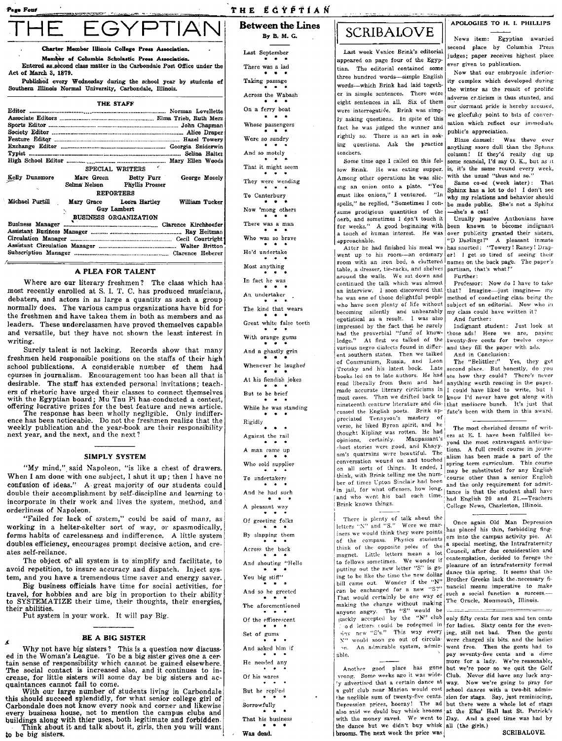# THE EGYPTIAN

**Charter Member Illinois College Press Association.**

**Member of Columbia Scholastic Press Association.**

Entered as second class matter in the Carbondale Post Office under the Act of March 3, 1879.

Published every Wednesday during the school year by students of Southern Illinois Normal University, Carbondale, Illinois.

### THE STAFF

Editor ............ Norman Lovellette
Associate Editors ............ Elma Trieb, Ruth Merz
Sports Editor ............ John Chapman
Society Editor ............ Alice Draper
Feature Editor ............ Hazel Towery
Exchange Editor ............ Georgia Sniderwin
Typist ............ Selina Halter
High School Editor ............ Mary Ellen Woods

SPECIAL WRITERS

Kelly Dunsmore, Marc Green, Betty Furr, George Mosely, Selma Nelson, Phyllis Prosser

REPORTERS

Michael Purtill, Mary Grace, Leora Hartley, William Tucker, Guy Lambert

BUSINESS ORGANIZATION

Business Manager ............ Clarence Kirchhoefer
Assistant Business Manager ............ Ray Heitman
Circulation Manager ............ Cecil Courtright
Assistant Circulation Manager ............ Walter Britton
Subscription Manager ............ Clarence Heberer

## A PLEA FOR TALENT

Where are our literary freshmen? The class which has most recently enrolled at S. I. T. C. has produced musicians, debaters, and actors in as large a quantity as such a group normally does. The various campus organizations have bid for the freshmen and have taken them in both as members and as leaders. These underclassmen have proved themselves capable and versatile, but they have not shown the least interest in writing.

Surely talent is not lacking. Records show that many freshmen held responsible positions on the staffs of their high school publications. A considerable number of them had courses in journalism. Encouragement too has been all that is desirable. The staff has extended personal invitations; teachers of rhetoric have urged their classes to connect themselves with the Egyptian board; Mu Tau Pi has conducted a contest, offering lucrative prizes for the best feature and news article.

The response has been wholly negligible. Only indifference has been noticeable. Do not the freshmen realize that the weekly publication and the year-book are their responsibility next year, and the next, and the next?

## SIMPLY SYSTEM

"My mind," said Napoleon, "is like a chest of drawers. When I am done with one subject, I shut it up; then I have no confusion of ideas." A great majority of our students could double their accomplishment by self-discipline and learning to incorporate in their work and lives the system, method, and orderliness of Napoleon.

"Failed for lack of system," could be said of many, as working in a helter-skelter sort of way, or spasmodically, forms habits of carelessness and indifference. A little system doubles efficiency, encourages prompt decisive action, and creates self-reliance.

The object of all system is to simplify and facilitate, to avoid repetition, to insure accuracy and dispatch. Inject system, and you have a tremendous time saver and energy saver.

Big business officials have time for social activities, for travel, for hobbies and are big in proportion to their ability to SYSTEMATIZE their time, their thoughts, their energies, their abilities.

Put system in your work. It will pay Big.

## BE A BIG SISTER

Why not have big sisters? This is a question now discussed in the Woman's League. To be a big sister gives one a certain sense of responsibility which cannot be gained elsewhere. The social contact is increased also, and it continues to increase, for little sisters will some day be big sisters and acquaintances cannot fail to come.

With our large number of students living in Carbondale this should succeed splendidly, for what senior college girl of Carbondale does not know every nook and corner and likewise every business house, not to mention the campus clubs and buildings along with thier uses, both legitimate and forbidden.

Think about it and talk about it, girls, then you will want to be big sisters.

## Between the Lines

By B. M. G.

Last September
\* \* \*
There was a lad
\* \* \*
Taking passage
\* \* \*
Across the Wabash
\* \* \*
On a ferry boat
\* \* \*
Whose passengers
\* \* \*
Were so sundry
\* \* \*
And so motely
\* \* \*
That it might seem
\* \* \*
They were wending
\* \* \*
To Canterbury
\* \* \*
Now 'mong others
\* \* \*
There was a man
\* \* \*
Who was so brave
\* \* \*
He'd undertake
\* \* \*
Most anything
\* \* \*
In fact he was
\* \* \*
An undertaker
\* \* \*
The kind that wears
\* \* \*
Great white false teeth
\* \* \*
With orange gums
\* \* \*
And a ghastly grin
\* \* \*
Whenever he laughed
\* \* \*
At his fiendish jokes
\* \* \*
But to be brief
\* \* \*
While he was standing
\* \* \*
Rigidly
\* \* \*
Against the rail
\* \* \*
A man came up
\* \* \*
Who sold supplies
\* \* \*
To undertakers
\* \* \*
And he had such
\* \* \*
A pleasant way
\* \* \*
Of greeting folks
\* \* \*
By slapping them
\* \* \*
Across the back
\* \* \*
And shouting "Hello
\* \* \*
You big stiff"
\* \* \*
And so he greeted
\* \* \*
The aforementioned
\* \* \*
Of the efflorescent
\* \* \*
Set of gums
\* \* \*
And asked him if
\* \* \*
He needed any
\* \* \*
Of his wares
\* \* \*
But he replied
\* \* \*
Sorrowfully
\* \* \*
That his business
\* \* \*
Was dead.

## SCRIBALOVE

Last week Venice Brink's editorial appeared on page four of the Egyptian. The editorial contained some three hundred words—simple English words—which Brink had laid together in simple sentences. There were eight sentences in all. Six of them were interrogative. Brink was simply asking questions. In spite of this fact he was judged the winner and rightly so. There is an art in asking questions. Ask the practice teachers.

Some time ago I called on this fellow Brink. He was eating supper. Among other operations he was slicing an onion onto a plate. "You must like onions," I ventured. "In spells," he replied, "Sometimes I consume prodigious quantities of the herb, and sometimes I don't touch it for weeks." A good beginning with a touch of human interest. He was approachable.

After he had finished his meal we went up to his room—an ordinary room with an iron bed, a cluttered table, a dresser, tie-racks, and shelves around the walls. We sat down and continued the talk which was almost an interview. I soon discovered that he was one of those delightful people who have seen plenty of life without becoming silently and unbearably egotistical as a result. I was also impressed by the fact that he surely had the proverbial "fund of knowledge." At first we talked of the various negro dialects found in different southern states. Then we talked of Communism, Russia, and Leon Trotsky and his latest book. Late books led on to late authors. He had read liberally from them and had made accurate literary ciriticisms in most cases. Then we drifted back to nineteenth centurw literature and discussed the English poets. Brink appreciated Tennyson's mastery of verse, he liked Byron spirit, and he thought Kipling was rotten. He had opinions, certainly. Maupassant's short stories were good, and Khayyam's quatrains were beautiful. The conversation wound on and touched on all sorts of things. It ended, I think, with Brink telling me the number of times Upton Sinclair had been in jail, for what offenses, how long, and who went his bail each time. Brink knows things.

---

There is plenty of talk about the letters "N" and "S." Were we mariners we would think they were points of the compass. Physics students think of the opposite poles of the magnet. Little letters mean a lot to fellows sometimes. We wonder if putting out the new letter "S" is going to be like the time the new dollar bill came out. Wonder if the "N" can be exchanged for a new "S?" That would certainly be one way of making the change without making anyone angry. The "S" would be quickly accepted by the "N" club and old letters could be redeemed in shiny new "S's." This way every "N" would soon go out of circulation. An admirable system, admirable.

---

Another good place has gone wrong. Some weeks ago it was widely advertised that a certain dance at a golf club near Marion would cost the neglible sum of twenty-five cents. Depression prices, hooray! The ad also said we could buy whisk brooms with the money saved. We went to the dance but we didn't buy whisk brooms. The next week the price was only fifty cents for men and ten cents for ladies. Sixty cents for the evening, still not bad. Then the gents were charged six bits, and the ladies went free. Then the gents had to pay seventy-five cents and a dime more for a lady. We're reasonable, but we're poor so we quit the Golf Club. Never did have any luck anyway. Now we're going to pray for school dances with a two-bit admission for stags. Say, just reminiscing, but there were a whole lot of stags at the Elks' Hall last St. Patrick's Day. And a good time was had by all (the girls.)

SCRIBALOVE.

### APOLOGIES TO H. I. PHILLIPS

News item: Egyptian awarded second place by Columbia Press judges; paper receives highest place ever given to publication.

Now that our embryonic inferiority complex which developed during the winter as the result of prolific adverse criticism is thus stunted, and our dormant pride is hereby aroused, we gleefully point to bits of conversation which reflect our immediate public's appreciation.

Blase damsel: Was theve ever anything more dull than the Sphinx column! If they'd really dig up some scandal, I'd say O. K., but as it is, it's the same round every week, with the usual "thus and so."

Same co-ed (week later): That Sphinx has a lot to do! I don't see why my relations and behavior should be made public. She's not a Sphinx—she's a cat!

Usually passive Anthonians have been known to become indignant over publicity granted their sisters, "D Darlings!" A pleasant inmate has snorted: "Towery! Raney! Draper! I get so tired of seeing their names on the back page. The paper's partisan, that's what!"

Further:

Professor: Now do I have to take that? Imagine—just imagine— my method of conducting class being the subject of an editorial. Now who in my class could have written it?

And further:

Indignant student: Just look at those ads! Here we are, paying twenty-five cents for twelve copies and they fill the paper with ads.

And in Conclusion:

The "Belittler:" Yes, they got second place. But honestly, do you see how they could? There's never anything worth reading in the paper. I could have liked to write, but I know I'd never have got along with that mediocre bunch. It's just that fate's been with them in this award.

---

The most cherished dreams of writers at E. I. have been fulfilled beyond the most extravagant anticipations. A full credit course in journalism has been made a part of the spring term curriculum. This course may be substituted for any English course other than a senior English and the only requirement for admittance is that the student shall have had English 20 and 21.—Teachers College News, Charleston, Illinois.

---

Once again Old Man Depression has placed his thin, forbidding fingers into the campus activity pie. At a special meeting, the Intrafraternity Council, after due consideration and contemplation, decided to forego the pleasure of an intrafraternity formal dance this spring. It seems that the Brother Greeks lack the necessary financial means imperative to make such a social function a success.—The Oracle, Monmouth, Illinois.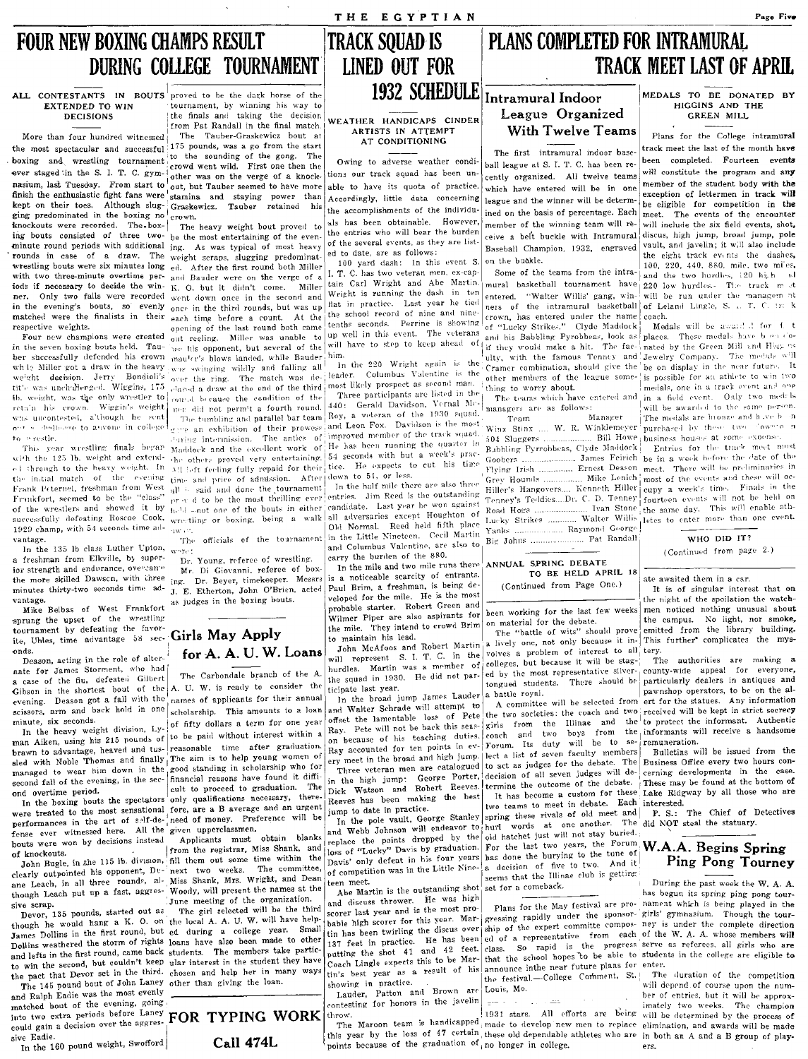# FOUR NEW BOXING CHAMPS RESULT DURING COLLEGE TOURNAMENT

### ALL CONTESTANTS IN BOUTS EXTENDED TO WIN DECISIONS

More than four hundred witnessed the most spectacular and successful boxing and wrestling tournament ever staged in the S. I. T. C. gymnasium, last Tuesday. From start to finish the enthusiastic fight fans were kept on their toes. Although slugging predominated in the boxing no knockouts were recorded. The boxing bouts consisted of three two-minute round periods with additional rounds in case of a draw. The wrestling bouts were six minutes long with two three-minute overtime periods if necessary to decide the winner. Only two falls were recorded in the evening's bouts, so evenly matched were the finalists in their respective weights.

Four new champions were created in the seven boxing bouts held. Tauber successfully defended his crown while Miller got a draw in the heavy weight decision. Jerry Bondioli's title was unchallenged. Wiggins, 175 lb. weight, was the only wrestler to retain his crown. Wiggin's weight was uncontested, although he sent out a challenge to anyone in college to wrestle.

This year wrestling finals began with the 125 lb. weight and extended through to the heavy weight. In the initial match of the evening Frank Peternel, freshman from West Frankfort, seemed to be the "class" of the wrestlers and showed it by successfully defeating Roscoe Cook, 1929 champ, with 54 seconds time advantage.

In the 135 lb class Luther Upton, a freshman from Elkville, by superior strength and endurance, overcame the more skilled Dawson, with three minutes thirty-two seconds time advantage.

Mike Belbas of West Frankfort sprung the upset of the wrestling tournament by defeating the favorite, Ubles, time advantage 58 seconds.

Deason, acting in the role of alternate for James Storment, who had a case of the flu, defeated Gilbert Gibson in the shortest bout of the evening. Deason got a fall with the scissors, arm and back hold in one minute, six seconds.

In the heavy weight division, Lyman Aiken, using his 215 pounds of brawn to advantage, heaved and tussled with Noble Thomas and finally managed to wear him down in the second fall of the evening, in the second overtime period.

In the boxing bouts the spectators were treated to the most sensational performances in the art of self-defense ever witnessed here. All the bouts were won by decisions instead of knockouts.

John Bugle, in the 115 lb. division, clearly outpointed his opponent, Duane Leach, in all three rounds, although Leach put up a fast, aggressive scrap.

Devor, 135 pounds, started out as though he would hang a K. O. on James Dollins in the first round, but Dollins weathered the storm of rights and lefts in the first round, came back to win the second, but couldn't keep the pact that Devor set in the third.

The 145 pound bout of John Laney and Ralph Eadie was the most evenly matched bout of the evening, going into two extra periods before Laney could gain a decision over the aggressive Eadie.

In the 160 pound weight, Swofford proved to be the dark horse of the tournament, by winning his way to the finals and taking the decision from Pat Randall in the final match.

The Tauber-Graskewicz bout at 175 pounds, was a go from the start to the sounding of the gong. The crowd went wild. First one then the other was on the verge of a knockout, but Tauber seemed to have more stamina and staying power than Graskewicz. Tauber retained his crown.

The heavy weight bout proved to be the most entertaining of the evening. As was typical of most heavy weight scraps, slugging predominated. After the first round both Miller and Bauder were on the verge of a K. O. but it didn't come. Miller went down once in the second and once in the third rounds, but was up each time before a count. At the opening of the last round both came out reeling. Miller was unable to see his opponent, but several of the mauler's blows landed, while Bauder was swinging wildly and falling all over the ring. The match was declared a draw at the end of the third round because the condition of the men did not permit a fourth round.

The tumbling and parallel bar team gave an exhibition of their prowess during intermission. The antics of Maddock and the excellent work of the others proved very entertaining. All left feeling fully repaid for their time and price of admission. After all is said and done the tournament proved to be the most thrilling ever held—not one of the bouts in either wrestling or boxing, being a walk away.

The officials of the tournament were:

Dr. Young, referee of wrestling.

Mr. Di Giovanni, referee of boxing. Dr. Beyer, timekeeper. Messrs J. E. Etherton, John O'Brien, acted as judges in the boxing bouts.

## Girls May Apply for A. A. U. W. Loans

The Carbondale branch of the A. A. U. W. is ready to consider the names of applicants for their annual scholarship. This amounts to a loan of fifty dollars a term for one year to be paid without interest within a reasonable time after graduation. The aim is to help young women of good standing in scholarship who for financial reasons have found it difficult to proceed to graduation. The only qualifications necessary, therefore, are a B average and an urgent need of money. Preference will be given upperclassmen.

Applicants must obtain blanks from the registrar, Miss Shank, and fill them out some time within the next two weeks. The committee, Miss Shank, Mrs. Wright, and Dean Woody, will present the names at the June meeting of the organization.

The girl selected will be the third the local A. A. U. W. will have helped during a college year. Small loans have also been made to other students. The members take particular interest in the student they have chosen and help her in many ways other than giving the loan.

## FOR TYPING WORK
## Call 474L

# TRACK SQUAD IS LINED OUT FOR 1932 SCHEDULE

### WEATHER HANDICAPS CINDER ARTISTS IN ATTEMPT AT CONDITIONING

Owing to adverse weather conditions our track squad has been unable to have its quota of practice. Accordingly, little data concerning the accomplishments of the individuals has been obtainable. However, the entries who will bear the burden of the several events, as they are listed to date, are as follows:

100 yard dash: In this event S. I. T. C. has two veteran men, ex-captain Carl Wright and Abe Martin. Wright is running the dash in ten flat in practice. Last year he tied the school record of nine and nine-tenths seconds. Perrine is showing up well in this event. The veterans will have to step to keep ahead of him.

In the 220 Wright again is the leader. Columbus Valentine is the most likely prospect as second man.

Three participants are listed in the 440: Gerald Davidson, Vernal Mc-Roy, a veteran of the 1930 squad, and Leon Fox. Davidson is the most improved member of the track squad. He has been running the quarter in 54 seconds with but a week's practice. He expects to cut his time down to 51, or less.

In the half mile there are also three entries. Jim Reed is the outstanding candidate. Last year he won against all adversaries except Houghton of Old Normal. Reed held fifth place in the Little Nineteen. Cecil Martin and Columbus Valentine, are also to carry the burden of the 880.

In the mile and two mile runs there is a noticeable scarcity of entrants. Paul Brim, a freshman, is being developed for the mile. He is the most probable starter. Robert Green and Wilmer Piper are also aspirants for the mile. They intend to crowd Brim to maintain his lead.

John McAfoos and Robert Martin will represent S. I. T. C. in the hurdles. Martin was a member of the squad in 1930. He did not participate last year.

In the broad jump James Lauder and Walter Schrade will attempt to offset the lamentable loss of Pete Ray. Pete will not be back this season because of his teaching duties. Ray accounted for ten points in every meet in the broad and high jump.

Three veteran men are catalogued in the high jump: George Porter, Dick Watson and Robert Reeves. Reeves has been making the best jump to date in practice.

In the pole vault, George Stanley and Webb Johnson will endeavor to replace the points dropped by the loss of "Lucky" Davis by graduation. Davis' only defeat in his four years of competition was in the Little Nineteen meet.

Abe Martin is the outstanding shot and discus thrower. He was high scorer last year and is the most probable high scorer for this year. Martin has been twirling the discus over 137 feet in practice. He has been putting the shot 41 and 42 feet. Coach Lingle expects this to be Martin's best year as a result of his showing in practice.

Lauder, Patton and Brown are contesting for honors in the javelin throw.

The Maroon team is handicapped this year by the loss of 47 certain points because of the graduation of 1931 stars. All efforts are being made to develop new men to replace these old dependable athletes who are no longer in college.

# PLANS COMPLETED FOR INTRAMURAL TRACK MEET LAST OF APRIL

## Intramural Indoor League Organized With Twelve Teams

The first intramural indoor baseball league at S. I. T. C. has been recently organized. All twelve teams which have entered will be in one league and the winner will be determined on the basis of percentage. Each member of the winning team will receive a belt buckle with Intramural Baseball Champion, 1932, engraved on the buckle.

Some of the teams from the intramural basketball tournament have entered. "Walter Willis' gang, winners of the intramural basketball crown, has entered under the name of "Lucky Strikes." Clyde Maddock and his Babbling Pyrrobbeas, look as if they would make a hit. The faculty, with the famous Tenney and Cramer combination, should give the other members of the league something to worry about.

The teams which have entered and managers are as follows:

| Team | Manager |
|---|---|
| Winx Stinx | W. R. Winklemeyer |
| 504 Sluggers | Bill Howe |
| Babbling Pyrrobbeas | Clyde Maddock |
| Goobers | James Feirich |
| Flying Irish | Ernest Deason |
| Grey Hounds | Mike Lenich |
| Hiller's Hangovers | Kenneth Hiller |
| Tenney's Teddies | Dr. C. D. Tenney |
| Road Hogs | Ivan Stone |
| Lucky Strikes | Walter Willis |
| Yanks | Raymond George |
| Big Johns | Pat Randall |

## ANNUAL SPRING DEBATE TO BE HELD APRIL 18

(Continued from Page One.)

been working for the last few weeks on material for the debate.

The "battle of wits" should prove a lively one, not only because it involves a problem of interest to all colleges, but because it will be staged by the most representative silver-tongued students. There should be a battle royal.

A committee will be selected from the two societies: the coach and two girls from the Illinae and the coach and two boys from the Forum. Its duty will be to select a list of seven faculty members to act as judges for the debate. The decision of all seven judges will determine the outcome of the debate.

It has become a custom for these two teams to meet in debate. Each spring these rivals of old meet and hurl words at one another. The old hatchet just will not stay buried. For the last two years, the Forum has done the burying to the tune of a decision of five to two. And it seems that the Illinae club is getting set for a comeback.

Plans for the May festival are progressing rapidly under the sponsorship of the expert committe composed of a representative from each class. So rapid is the progress that the school hopes to be able to announce inthe near future plans for the festival.—College Comment, St. Louis, Mo.

### MEDALS TO BE DONATED BY HIGGINS AND THE GREEN MILL

Plans for the College intramural track meet the last of the month have been completed. Fourteen events will constitute the program and any member of the student body with the exception of lettermen in track will be eligible for competition in the meet. The events of the encounter will include the six field events, shot, discus, high jump, broad jump, pole vault, and javelin; it will also include the eight track events the dashes, 100, 220, 440, 880, mile, two miles, and the two hurdles, 120 high and 220 low hurdles. The track meet will be run under the management of Leland Lingle, S. I. T. C. track coach.

Medals will be awarded for first places. These medals have been donated by the Green Mill and Higgins Jewelry Company. The medals will be on display in the near future. It is possible for an athlete to win two medals, one in a track event and one in a field event. Only two medals will be awarded to the same person. The medals are bronze and have been purchased by these two downtown business houses at some expense.

Entries for the track meet must be in a week before the date of the meet. There will be preliminaries in most of the events and these will occupy a week's time. Finals in the fourteen events will not be held on the same day. This will enable athletes to enter more than one event.

### WHO DID IT?

(Continued from page 2.)

ate awaited them in a car.

It is of singular interest that on the night of the spoilation the watchmen noticed nothing unusual about the campus. No light, nor smoke, emitted from the library building. This further complicates the mystery.

The authorities are making a county-wide appeal for everyone, particularly dealers in antiques and pawnshop operators, to be on the alert for the statues. Any information received will be kept in strict secrecy to protect the informant. Authentic informants will receive a handsome remuneration.

Bulletins will be issued from the Business Office every two hours concerning developments in the case. These may be found at the bottom of Lake Ridgway by all those who are interested.

P. S.: The Chief of Detectives did NOT steal the statuary.

## W.A.A. Begins Spring Ping Pong Tourney

During the past week the W. A. A. has begun its spring ping pong tournament which is being played in the girls' gymnasium. Though the tourney is under the complete direction of the W. A. A. whose members will serve as referees, all girls who are students in the college are eligible to enter.

The duration of the competition will depend of course upon the number of entries, but it will be approximately two weeks. The champion will be determined by the process of elimination, and awards will be made in both an A and a B group of players.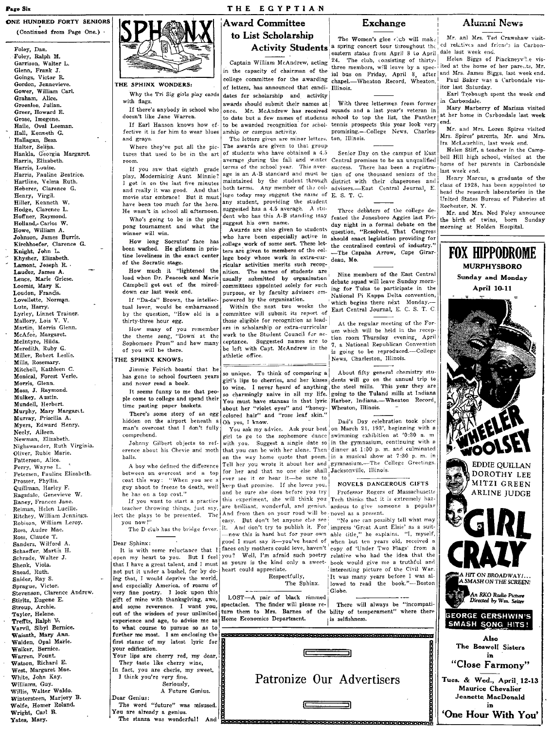## ONE HUNDRED FORTY SENIORS

(Continued from Page One.)

Foley, Dan.
Foley, Ralph M.
Garrison, Walter L.
Glenn, Frank J.
Goings, Victor R.
Gordon, Jennevieve.
Gower, William Carl.
Graham, Alice.
Greenlee, Julian.
Greer, Howard E.
Grose, Imogene.
Haile, Oval Leeman.
Hall, Kenneth G.
Hallagan, Bess.
Halter, Selina.
Hankla, Georgia Margaret.
Harris, Elizabeth.
Harris, Louise.
Harris, Pauline Beatrice.
Hartline, Velma Ruth.
Heberer, Clarence G.
Henry, Virgil.
Hiller, Kenneth W.
Hodge, Clarence L.
Hoffner, Raymond.
Holland, Carlos W.
Howe, William A.
Johnson, James Burris.
Kirchhoefer, Clarence G.
Knight, John L.
Khysher, Elizabeth.
Lamont, Joseph R.
Lauder, James A.
Lence, Marie Griese.
Loomis, Mary K.
Loudon, Francis.
Lovellette, Norman.
Lutz, Harry.
Lyrley, Linnet Trainer.
Mallory, Lois V. V.
Martin, Morris Glenn.
McAfee, Margaret.
McIntyre, Hilda.
Meredith, Ruby G.
Miller, Robert Leslie.
Mills, Rosemary.
Mitchell, Kathleen C.
Monical, Forest Verle.
Morris, Glenn.
Moss, J. Raymond.
Mulkey, Austin.
Mundell, Herbert.
Murphy, Mary Margaret.
Murray, Priscilla A.
Myers, Edward Henry.
Neely, Aileen.
Newman, Elizabeth.
Nighswander, Ruth Virginia.
Oliver, Rubie Marie.
Patterson, Alice.
Perry, Wayne L.
Petersen, Pauline Elizabeth.
Prosser, Phyllis.
Quillman, Harley F.
Ragsdale, Genevieve W.
Raney, Frances Jane.
Reiman, Helen Lucille.
Ritchey, William Jennings.
Robison, William Leroy.
Ross, Audre Mae.
Ross, Claude T.
Sanders, Wilford A.
Schaeffer, Martin H.
Schrade, Walter J.
Shenk, Viola.
Snead, Ruth.
Snider, Ray S.
Sprague, Victor.
Stevenson, Clarence Andrew.
Stiritz, Eugene E.
Stroup, Archie.
Taylor, Helene.
Treffts, Ralph V.
Varvil, Sibyl Bernice.
Waisath, Mary Ann.
Walden, Opal Marie.
Walker, Bernice.
Warren, Fount.
Watson, Richard E.
West, Margaret Mae.
White, John Kay.
Williams, Guy.
Willis, Walter Waldo.
Wintersteen, Marjory B.
Wolfe, Homer Roland.
Wright, Carl B.
Yates, Mary.

## SPHINX

### THE SPHINX WONDERS:

Why the Tri Sig girls play cards with flags.

If there's anybody in school who doesn't like Jane Warren.

If Earl Hanson knows how effective it is for him to wear blues and grays.

Where they've put all the pictures that used to be in the art room.

If you saw that eighth grade play, Modernizing Aunt Minnie? I got in on the last five minutes and really it was good. And that movie star embrace! But it must have been too much for the hero. He wasn't in school all afternoon.

Who's going to be in the ping pong tournament and what the winner will win.

How long Socrates' face has been washed. He glistens in pristine loveliness in the exact center of the Socratic stage.

How much it "lightened the load when Dr. Peacock and Marie Campbell got out of the mired-down car last week end.

If "Da-da" Brown, the intellectual lover, would be embarrassed by the question, "How old is a thirty-three hour egg.

How many of you remember the theme song, "Down at the Sophomore Prom" and how many of you will be there.

### THE SPHINX KNOWS:

Jimmie Feirich boasts that he has gone to school fourteen years and never read a book.

It seems funny to me that people come to college and spend their time pasting paper baskets.

There's some story of an egg hidden on the airport beneath a man's overcoat that I don't fully comprehend.

Johnny Gilbert objects to reference about his Chevie and moth balls.

A boy who defined the difference between an overcoat and a top coat this way: "When you see a guy about to freeze to death, well he has on a top coat."

If you want to start a practice teacher throwing things, just say, "Select the plays to be presented. The you now!"

The D club has the bridge fever.

Dear Sphinx:

It is with some reluctance that I open my heart to you. But I feel that I have a great talent, and I must not put it under a bushel, for by doing that, I would deprive the world, and especially America, of reams of very fine poetry. I look upon this gift of mine with thanksgiving, awe, and some reverence. I want you, out of the wisdom of your unlimited experience and age, to advise me as to what course to pursue so as to further me most. I am enclosing the first stanza of my latest lyric for your edification.

Your lips are cherry red, my dear,
They taste like cherry wine,
In fact, you are cherie, my sweet,
I think you're very fine.

Seriously,
A Future Genius.

Dear Genius:

The word "future" was misused. You are already a genius.

The stanza was wonderful! And so unique. To think of comparing a girl's lips to cherries, and her kisses to wine. I never heard of anything so charmingly naive in all my life. You must have stanzas in that lyric about her "violet eyes" and "honey-colored hair" and "rose leaf skin." Oh yes, I know.

You ask my advice. Ask your best girl to go to the sophomore dance with you. Suggest a single date so that you can be with her alone. Then on the way home quote that poem. Tell her you wrote it about her and for her and that no one else shall ever see it or hear it—be sure to keep that promise. If she loves you, and be sure she does before you try this experiment, she will think you are brilliant, wonderful, and genius. And from then on your road will be easy. But don't let anyone else see it. And don't try to publish it. For—now this is hard but for your own good I must say it—you've heard of faces only mothers could love, haven't you? Well, I'm afraid such poetry as yours is the kind only a sweetheart could appreciate.

Respectfully,
The Sphinx.

## Award Committee to List Scholarship Activity Students

Captain William McAndrew, acting in the capacity of chairman of the college committee for the awarding of letters, has announced that candidates for scholarship and activity awards should submit their names at once. Mr. McAndrew has received to date but a few names of students to be awarded recognition for scholarship or campus activity.

The letters given are minor letters. The awards are given to that group of students who have obtained a 4.5 average during the fall and winter terms of the school year. This average is an A-B standard and must be maintained by the student through both terms. Any member of the college today may suggest the name of any student, providing the student suggested has a 4.5 average. A student who has this A-B standing may suggest his own name.

Awards are also given to students who have been especially active in college work of some sort. These letters are given to members of the college body whose work in extra-curricular activities merits such recognition. The names of students are usually submitted by organization committees appointed solely for such purpose, or by faculty advisors empowered by the organization.

Within the next two weeks the committee will submit its report of those eligible for recognition as leaders in scholarship or extra-curricular work to the Student Council for acceptance. Suggested names are to be left with Capt. McAndrew in the athletic office.

LOST—A pair of black rimmed spectacles. The finder will please return them to Mrs. Barnes of the Home Economics Department.

## Exchange

The Women's glee club will make a spring concert tour throughout the eastern states from April 8 to April 24. The club, consisting of thirty-three members, will leave by a special bus on Friday, April 8, after chapel.—Wheaton Record, Wheaton, Illinois.

With three lettermen from former squads and a last year's veteran in school to top the list, the Panther tennis prospects this year look very promising.—College News, Charleston, Illinois.

Senior Day on the campus of East Central promises to be an unqualified success. There has been a registration of one thousand seniors of the district with their chaperones and advisers.—East Central Journal, E. S. T. C.

Three debaters of the college defeated the Jonesboro Aggies last Friday night in a formal debate on the question, "Resolved, That Congress should enact legislation providing for the centralized control of industry." —The Capaha Arrow, Cape Girardeau, Mo.

Nine members of the East Central debate squad will leave Sunday morning for Tulsa to participate in the National Pi Kappa Delta convention, which begins there next Monday.—East Central Journal, E. C. S. T. C.

At the regular meeting of the Forum which will be held in the reception room Thursday evening, April 7, a National Republican Convention is going to be reproduced.—College News, Charleston, Illinois.

About fifty general chemistry students will go on the annual trip to the steel mills. This year they are going to the Tuland mills at Indiana Harbor, Indiana.—Wheaton Record, Wheaton, Illinois.

Dad's Day celebration took place on March 21, 193', beginning with a swimming exhibition at '0:30 a. m in the gymnasium, continuing with a dinner at 1:00 p. m. and culminated in a musical show at 7:30 p. m. in gymnasium.—The College Greetings, Jacksonville, Illinois.

### NOVELS DANGEROUS GIFTS

Professor Rogers of Massachusetts Tech thinks that it is extremely hazardous to give someone a popular novel as a present.

"No one can possibly tell what may impress 'Great Aunt Elsie' as a suitable title," he explains. "I, myself, when but ten years old, received a copy of 'Under Two Flags' from a relative who had the idea that the book would give me a truthful and interesting picture of the Civil War. It was many years before I was allowed to read the book."—Boston Globe.

There will always be "incompatibility of temperament" where there is selfishness.

## Alumni News

Mr. and Mrs. Ted Crawshaw visited relatives and friends in Carbondale last week end.

Helen Biggs of Pinckneyville visited at the home of her parents, Mr. and Mrs. James Biggs, last week end.

Paul Baker was a Carbondale visitor last Saturday.

Earl Trobaugh spent the week end in Carbondale.

Mary Marberry of Marissa visited at her home in Carbondale last week end.

Mr. and Mrs. Loren Spires visited Mrs. Spires' parents, Mr. and Mrs. Ira McLaughlin, last week end.

Helen Stiff, a teacher in the Campbell Hill high school, visited at the home of her parents in Carbondale last week end.

Henry Marcus, a graduate of the class of 1928, has been appointed to head the research laboratories in the United States Bureau of Fisheries at Rochester, N. Y.

Mr. and Mrs. Ned Foley announce the birth of twins, born Sunday morning at Holden Hospital.

**FOX HIPPODROME**
**MURPHYSBORO**
**Sunday and Monday**
**April 10-11**

WHEELER WOOLSEY
EDDIE QUILLAN
DOROTHY LEE
MITZI GREEN
ARLINE JUDGE

**GIRL CRAZY**

A HIT ON BROADWAY!... A SMASH ON THE SCREEN!
An RKO Radio Picture
Directed by Wm. Seiter

GEORGE GERSHWIN'S SMASH SONG HITS!

Also
The Boswell Sisters
in
"Close Farmony"

Tues. & Wed., April 12-13
Maurice Chevalier
Jeanette MacDonald
in
'One Hour With You'

**Patronize Our Advertisers**